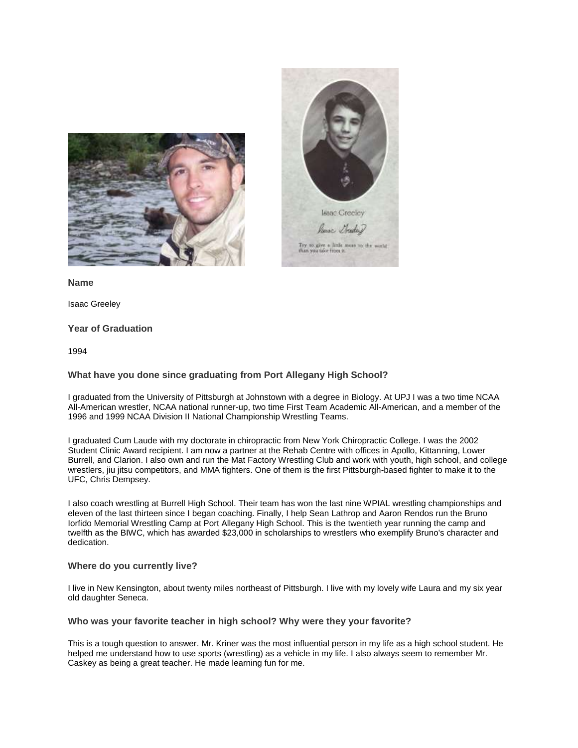## Name

Isaac Greeley

## Year of Graduation

1994

## What have you done since graduating from Port Allegany High School?

I graduated from the University of Pittsburgh at Johnstown with a degree in Biology. At UPJ I was a two time NCAA All-American wrestler, NCAA national runner-up, two time First Team Academic All-American, and a member of the 1996 and 1999 NCAA Division II National Championship Wrestling Teams.

I graduated Cum Laude with my doctorate in chiropractic from New York Chiropractic College. I was the 2002 Student Clinic Award recipient. I am now a partner at the Rehab Centre with offices in Apollo, Kittanning, Lower Burrell, and Clarion. I also own and run the Mat Factory Wrestling Club and work with youth, high school, and college wrestlers, jiu jitsu competitors, and MMA fighters. One of them is the first Pittsburgh-based fighter to make it to the UFC, Chris Dempsey.

I also coach wrestling at Burrell High School. Their team has won the last nine WPIAL wrestling championships and eleven of the last thirteen since I began coaching. Finally, I help Sean Lathrop and Aaron Rendos run the Bruno Iorfido Memorial Wrestling Camp at Port Allegany High School. This is the twentieth year running the camp and twelfth as the BIWC, which has awarded $23,000 in scholarships to wrestlers who exemplify Bruno's character and dedication.

## Where do you currently live?

I live in New Kensington, about twenty miles northeast of Pittsburgh. I live with my lovely wife Laura and my six year old daughter Seneca.

## Who was your favorite teacher in high school? Why were they your favorite?

This is a tough question to answer. Mr. Kriner was the most influential person in my life as a high school student. He helped me understand how to use sports (wrestling) as a vehicle in my life. I also always seem to remember Mr. Caskey as being a great teacher. He made learning fun for me.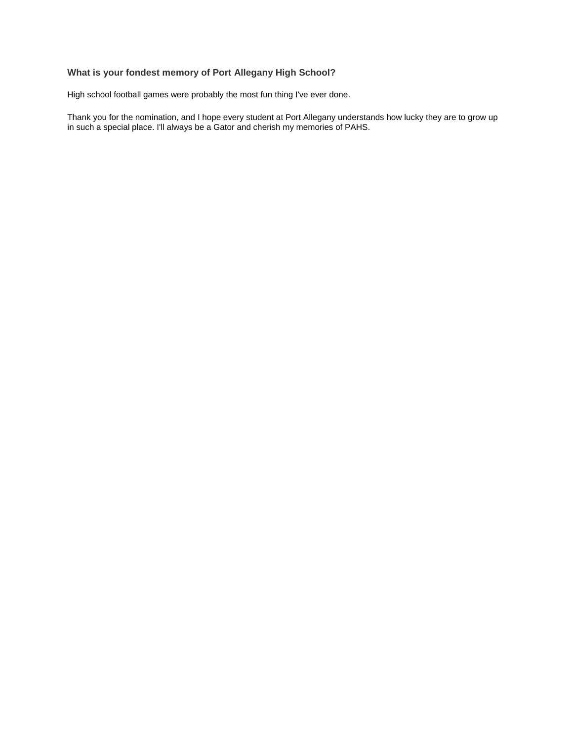### What is your fondest memory of Port Allegany High School?

High school football games were probably the most fun thing I've ever done.

Thank you for the nomination, and I hope every student at Port Allegany understands how lucky they are to grow up in such a special place. I'll always be a Gator and cherish my memories of PAHS.